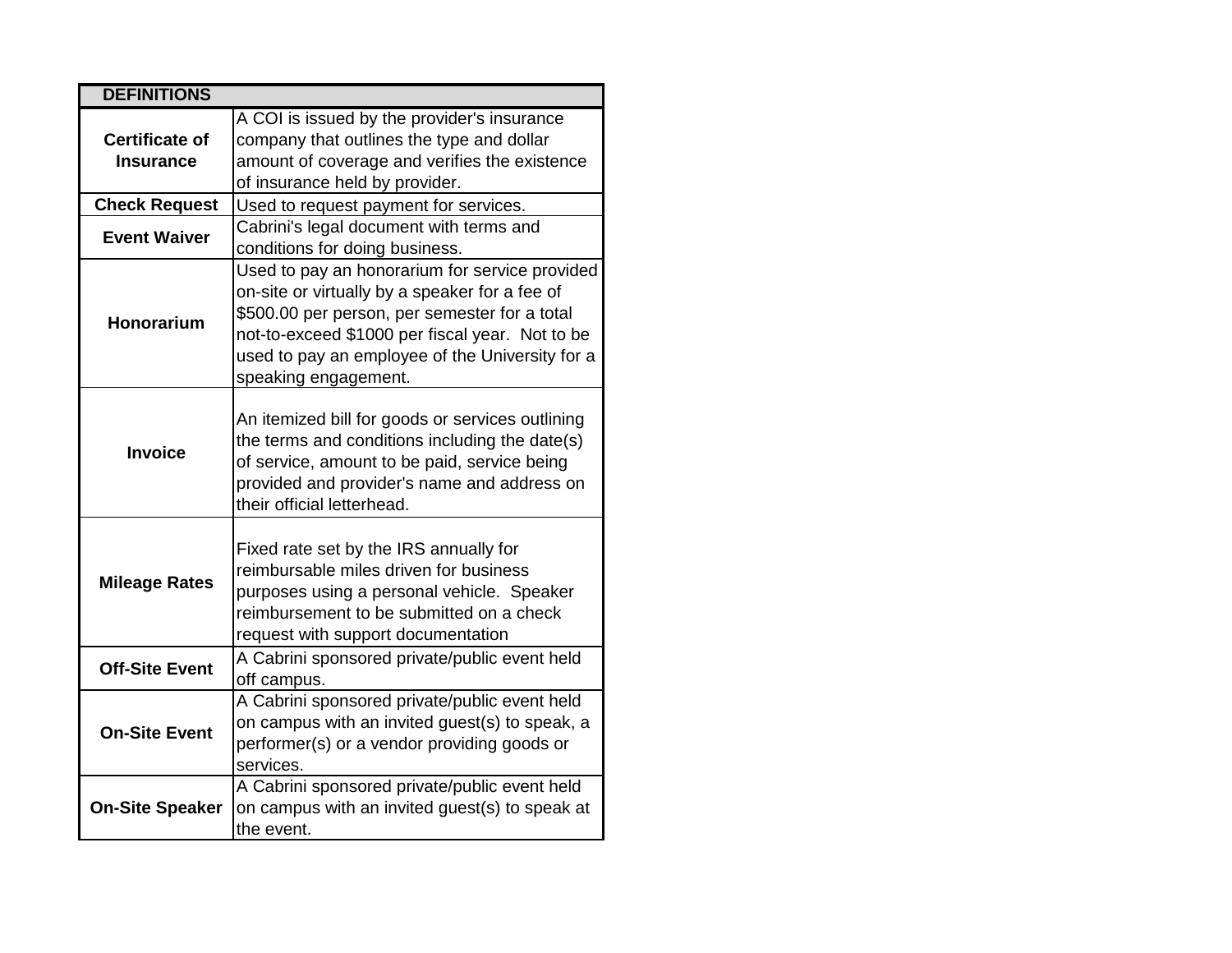| DEFINITIONS | |
|---|---|
| **Certificate of Insurance** | A COI is issued by the provider's insurance company that outlines the type and dollar amount of coverage and verifies the existence of insurance held by provider. |
| **Check Request** | Used to request payment for services. |
| **Event Waiver** | Cabrini's legal document with terms and conditions for doing business. |
| **Honorarium** | Used to pay an honorarium for service provided on-site or virtually by a speaker for a fee of $500.00 per person, per semester for a total not-to-exceed $1000 per fiscal year. Not to be used to pay an employee of the University for a speaking engagement. |
| **Invoice** | An itemized bill for goods or services outlining the terms and conditions including the date(s) of service, amount to be paid, service being provided and provider's name and address on their official letterhead. |
| **Mileage Rates** | Fixed rate set by the IRS annually for reimbursable miles driven for business purposes using a personal vehicle. Speaker reimbursement to be submitted on a check request with support documentation |
| **Off-Site Event** | A Cabrini sponsored private/public event held off campus. |
| **On-Site Event** | A Cabrini sponsored private/public event held on campus with an invited guest(s) to speak, a performer(s) or a vendor providing goods or services. |
| **On-Site Speaker** | A Cabrini sponsored private/public event held on campus with an invited guest(s) to speak at the event. |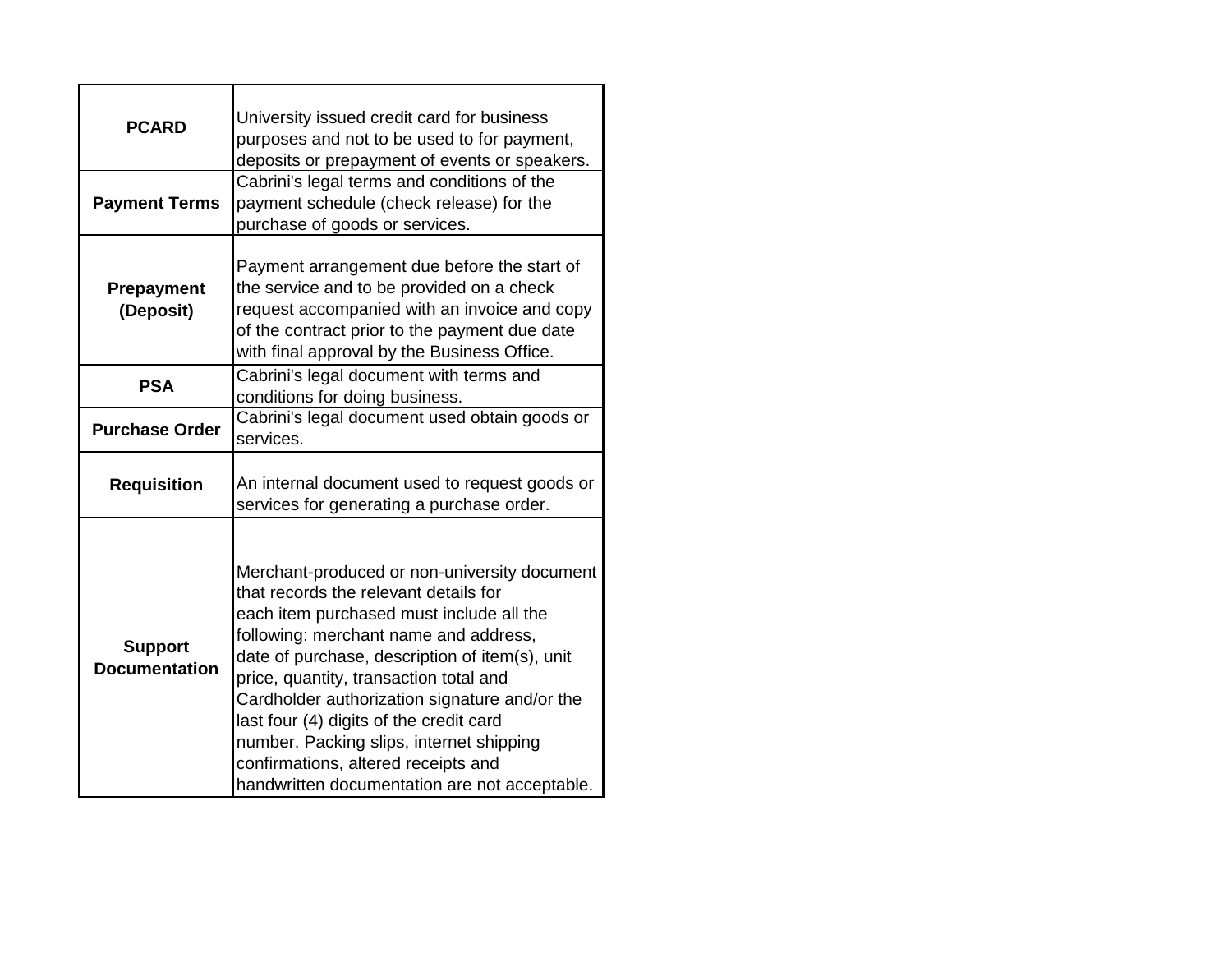| | |
|---|---|
| **PCARD** | University issued credit card for business purposes and not to be used to for payment, deposits or prepayment of events or speakers. |
| **Payment Terms** | Cabrini's legal terms and conditions of the payment schedule (check release) for the purchase of goods or services. |
| **Prepayment (Deposit)** | Payment arrangement due before the start of the service and to be provided on a check request accompanied with an invoice and copy of the contract prior to the payment due date with final approval by the Business Office. |
| **PSA** | Cabrini's legal document with terms and conditions for doing business. |
| **Purchase Order** | Cabrini's legal document used obtain goods or services. |
| **Requisition** | An internal document used to request goods or services for generating a purchase order. |
| **Support Documentation** | Merchant-produced or non-university document that records the relevant details for each item purchased must include all the following: merchant name and address, date of purchase, description of item(s), unit price, quantity, transaction total and Cardholder authorization signature and/or the last four (4) digits of the credit card number. Packing slips, internet shipping confirmations, altered receipts and handwritten documentation are not acceptable. |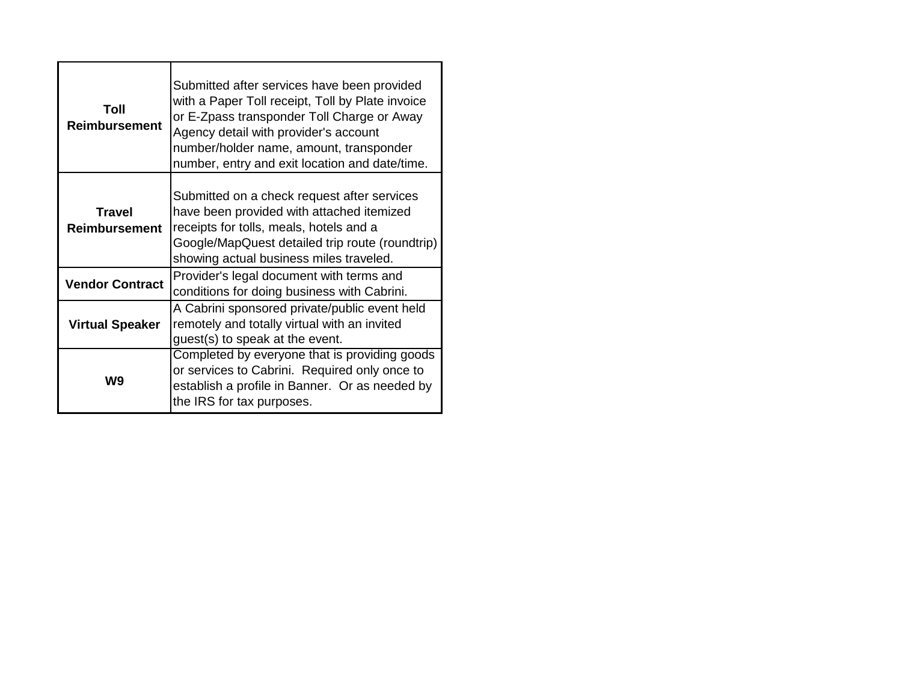| | |
|---|---|
| **Toll Reimbursement** | Submitted after services have been provided with a Paper Toll receipt, Toll by Plate invoice or E-Zpass transponder Toll Charge or Away Agency detail with provider's account number/holder name, amount, transponder number, entry and exit location and date/time. |
| **Travel Reimbursement** | Submitted on a check request after services have been provided with attached itemized receipts for tolls, meals, hotels and a Google/MapQuest detailed trip route (roundtrip) showing actual business miles traveled. |
| **Vendor Contract** | Provider's legal document with terms and conditions for doing business with Cabrini. |
| **Virtual Speaker** | A Cabrini sponsored private/public event held remotely and totally virtual with an invited guest(s) to speak at the event. |
| **W9** | Completed by everyone that is providing goods or services to Cabrini. Required only once to establish a profile in Banner. Or as needed by the IRS for tax purposes. |